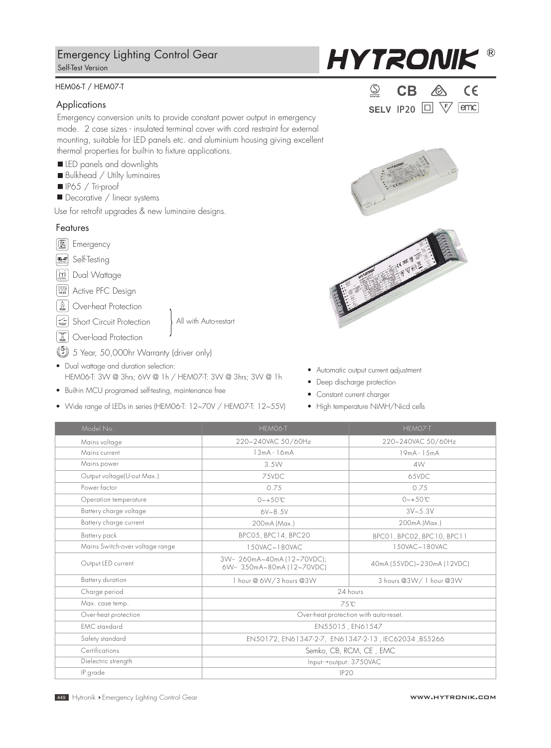# Emergency Lighting Control Gear

Self-Test Version

HYTRONIK®

HEM06-T / HEM07-T

SELV IP20

## Applications

Emergency conversion units to provide constant power output in emergency mode. 2 case sizes - insulated terminal cover with cord restraint for external mounting, suitable for LED panels etc. and aluminium housing giving excellent thermal properties for built-in to fixture applications.

- LED panels and downlights
- Bulkhead / Utilty luminaires
- IP65 / Tri-proof
- Decorative / linear systems

Use for retrofit upgrades & new luminaire designs.

## Features

- Emergency
- Self-Testing
- Dual Wattage
- Active PFC Design
- Over-heat Protection
- Short Circuit Protection
- Over-load Protection

(Over-heat, Short Circuit and Over-load Protection: All with Auto-restart)

- 5 Year, 50,000hr Warranty (driver only)

- Dual wattage and duration selection: HEM06-T: 3W @ 3hrs; 6W @ 1h / HEM07-T: 3W @ 3hrs; 3W @ 1h
- Built-in MCU programed self-testing, maintenance free
- Wide range of LEDs in series (HEM06-T: 12~70V / HEM07-T: 12~55V)
- Automatic output current adjustment
- Deep discharge protection
- Constant current charger
- High temperature NiMH/Nicd cells

| Model No. | HEM06-T | HEM07-T |
|---|---|---|
| Mains voltage | 220~240VAC 50/60Hz | 220~240VAC 50/60Hz |
| Mains current | 13mA - 16mA | 19mA - 15mA |
| Mains power | 3.5W | 4W |
| Output voltage(U-out Max.) | 75VDC | 65VDC |
| Power factor | 0.75 | 0.75 |
| Operation temperature | 0~+50℃ | 0~+50℃ |
| Battery charge voltage | 6V~8.5V | 3V~5.3V |
| Battery charge current | 200mA (Max.) | 200mA (Max.) |
| Battery pack | BPC05, BPC14, BPC20 | BPC01, BPC02, BPC10, BPC11 |
| Mains Switch-over voltage range | 150VAC~180VAC | 150VAC~180VAC |
| Output LED current | 3W~ 260mA~40mA (12~70VDC); 6W~ 350mA~80mA (12~70VDC) | 40mA (55VDC)~230mA (12VDC) |
| Battery duration | 1 hour @ 6W/3 hours @3W | 3 hours @3W/ 1 hour @3W |
| Charge period | 24 hours | |
| Max. case temp. | 75℃ | |
| Over-heat protection | Over-heat protection with auto-reset. | |
| EMC standard | EN55015 , EN61547 | |
| Safety standard | EN50172, EN61347-2-7, EN61347-2-13 , IEC62034 ,BS5266 | |
| Certifications | Semko, CB, RCM, CE , EMC | |
| Dielectric strength | Input→output: 3750VAC | |
| IP grade | IP20 | |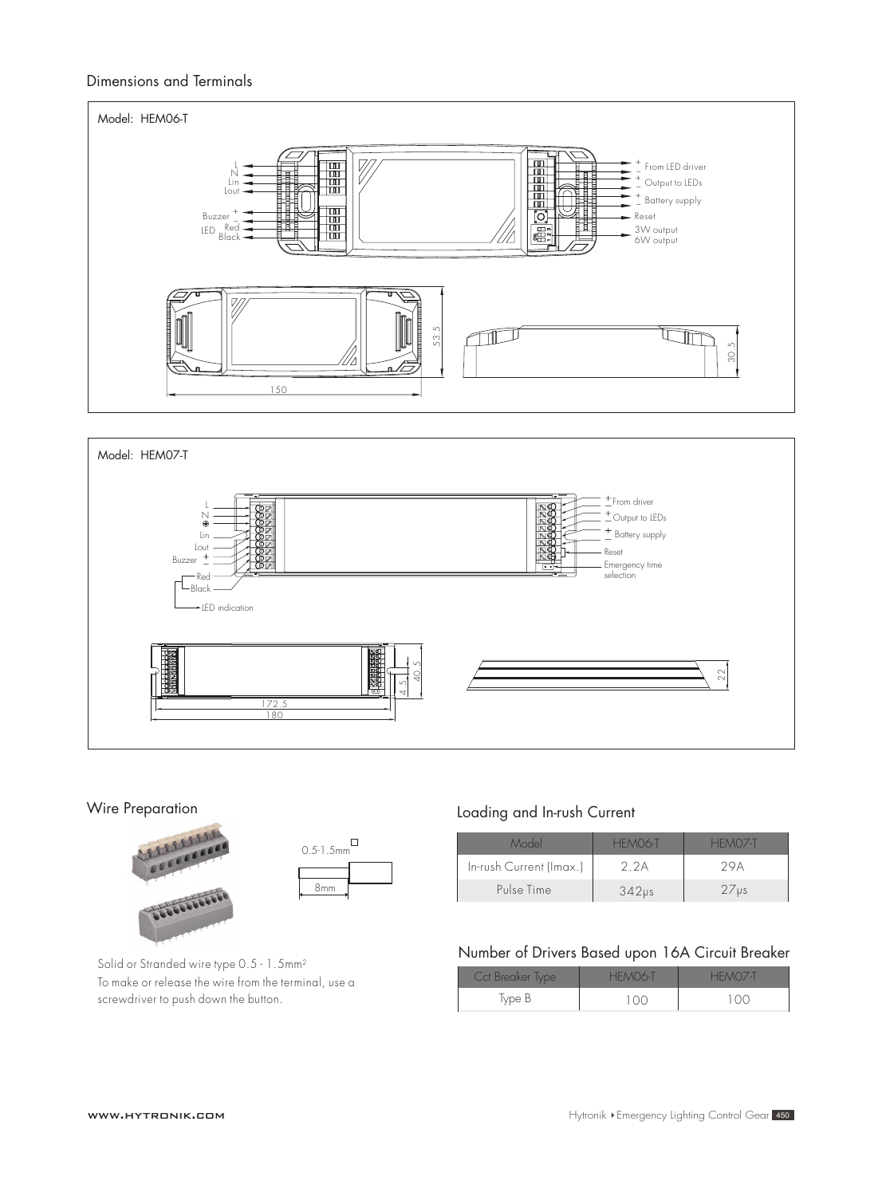## Dimensions and Terminals

Model: HEM06-T

L
N
Lin
Lout
Buzzer +
−
LED Red
Black

+ − From LED driver
+ − Output to LEDs
+ − Battery supply
Reset
3W output
6W output

150
53.5
30.5

Model: HEM07-T

L
N
⊕
Lin
Lout
Buzzer + −
Red
Black
LED indication

+ − From driver
+ − Output to LEDs
+ − Battery supply
Reset
Emergency time selection

172.5
180
4.5
40.5
22

## Wire Preparation

0.5-1.5mm²
8mm

Solid or Stranded wire type 0.5 - 1.5mm²
To make or release the wire from the terminal, use a screwdriver to push down the button.

## Loading and In-rush Current

| Model | HEM06-T | HEM07-T |
|---|---|---|
| In-rush Current (Imax.) | 2.2A | 29A |
| Pulse Time | 342μs | 27μs |

## Number of Drivers Based upon 16A Circuit Breaker

| Cct Breaker Type | HEM06-T | HEM07-T |
|---|---|---|
| Type B | 100 | 100 |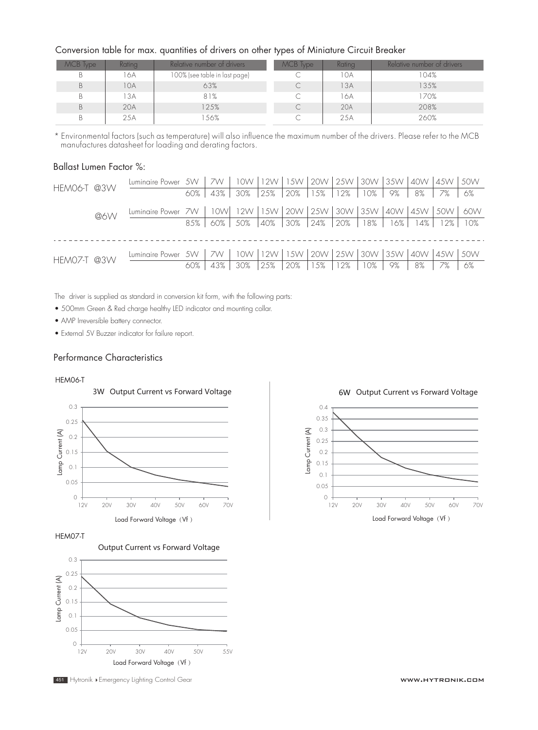## Conversion table for max. quantities of drivers on other types of Miniature Circuit Breaker

| MCB Type | Rating | Relative number of drivers | MCB Type | Rating | Relative number of drivers |
|---|---|---|---|---|---|
| B | 16A | 100% (see table in last page) | C | 10A | 104% |
| B | 10A | 63% | C | 13A | 135% |
| B | 13A | 81% | C | 16A | 170% |
| B | 20A | 125% | C | 20A | 208% |
| B | 25A | 156% | C | 25A | 260% |

\* Environmental factors (such as temperature) will also influence the maximum number of the drivers. Please refer to the MCB manufactures datasheet for loading and derating factors.

## Ballast Lumen Factor %:

| | | | | | | | | | | | | | |
|---|---|---|---|---|---|---|---|---|---|---|---|---|---|
| HEM06-T @3W | Luminaire Power | 5W | 7W | 10W | 12W | 15W | 20W | 25W | 30W | 35W | 40W | 45W | 50W |
| | | 60% | 43% | 30% | 25% | 20% | 15% | 12% | 10% | 9% | 8% | 7% | 6% |
| @6W | Luminaire Power | 7W | 10W | 12W | 15W | 20W | 25W | 30W | 35W | 40W | 45W | 50W | 60W |
| | | 85% | 60% | 50% | 40% | 30% | 24% | 20% | 18% | 16% | 14% | 12% | 10% |
| HEM07-T @3W | Luminaire Power | 5W | 7W | 10W | 12W | 15W | 20W | 25W | 30W | 35W | 40W | 45W | 50W |
| | | 60% | 43% | 30% | 25% | 20% | 15% | 12% | 10% | 9% | 8% | 7% | 6% |

The driver is supplied as standard in conversion kit form, with the following parts:

- 500mm Green & Red charge healthy LED indicator and mounting collar.
- AMP Irreversible battery connector.
- External 5V Buzzer indicator for failure report.

## Performance Characteristics

HEM06-T

3W Output Current vs Forward Voltage

Lamp Current (A) / Load Forward Voltage (Vf)

6W Output Current vs Forward Voltage

Lamp Current (A) / Load Forward Voltage (Vf)

HEM07-T

Output Current vs Forward Voltage

Lamp Current (A) / Load Forward Voltage (Vf)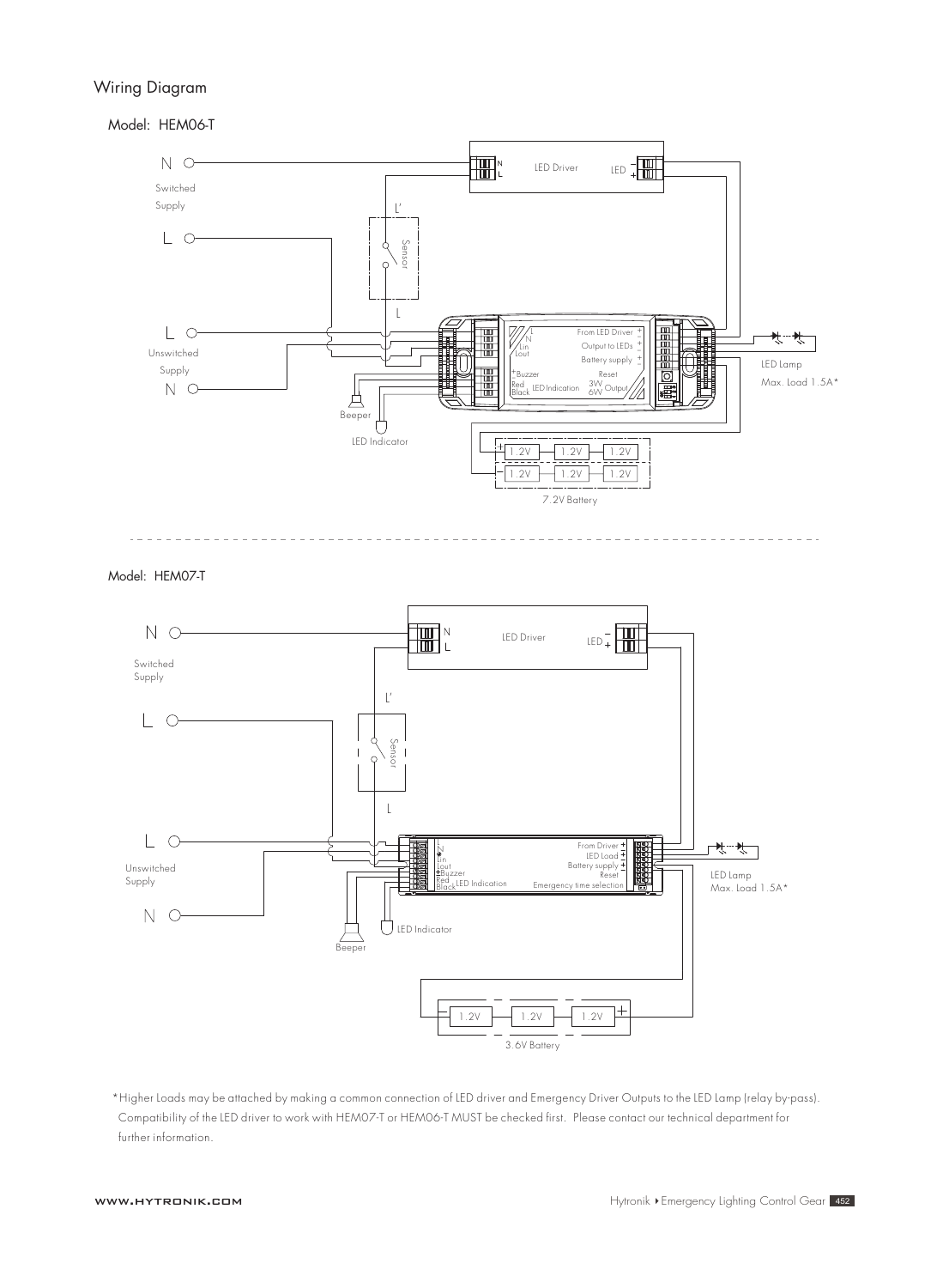## Wiring Diagram

### Model: HEM06-T

N
Switched
Supply
L

L
Unswitched
Supply
N

N
L
LED Driver
LED
−
+

L'
Sensor
L

L
N
Lin
Lout
From LED Driver
Output to LEDs
Battery supply
+Buzzer
−
Red
Black
LED Indication
Reset
3W
6W
Output

Beeper
LED Indicator

LED Lamp
Max. Load 1.5A*

1.2V 1.2V 1.2V
1.2V 1.2V 1.2V
7.2V Battery

### Model: HEM07-T

N
Switched
Supply
L

L
Unswitched
Supply
N

N
L
LED Driver
LED
−
+

L'
Sensor
L

N
Lin
Lout
±Buzzer
Red
Black
LED Indication
From Driver
LED Load
Battery supply
Reset
Emergency time selection

Beeper
LED Indicator

LED Lamp
Max. Load 1.5A*

1.2V 1.2V 1.2V
3.6V Battery

*Higher Loads may be attached by making a common connection of LED driver and Emergency Driver Outputs to the LED Lamp (relay by-pass). Compatibility of the LED driver to work with HEM07-T or HEM06-T MUST be checked first. Please contact our technical department for further information.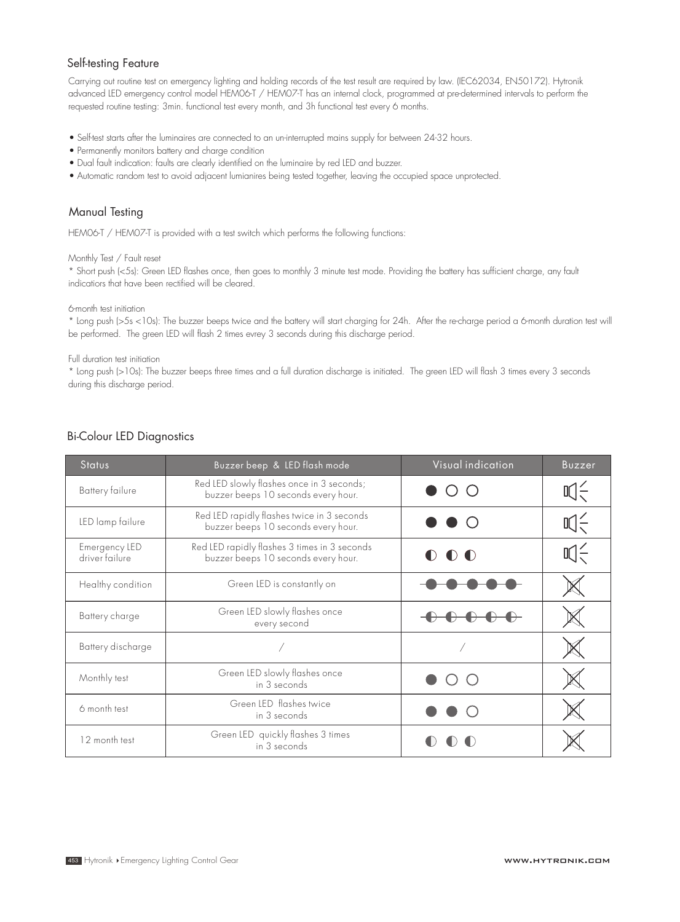## Self-testing Feature

Carrying out routine test on emergency lighting and holding records of the test result are required by law. (IEC62034, EN50172). Hytronik advanced LED emergency control model HEM06-T / HEM07-T has an internal clock, programmed at pre-determined intervals to perform the requested routine testing: 3min. functional test every month, and 3h functional test every 6 months.

- Self-test starts after the luminaires are connected to an un-interrupted mains supply for between 24-32 hours.
- Permanently monitors battery and charge condition
- Dual fault indication: faults are clearly identified on the luminaire by red LED and buzzer.
- Automatic random test to avoid adjacent lumianires being tested together, leaving the occupied space unprotected.

## Manual Testing

HEM06-T / HEM07-T is provided with a test switch which performs the following functions:

Monthly Test / Fault reset

* Short push (<5s): Green LED flashes once, then goes to monthly 3 minute test mode. Providing the battery has sufficient charge, any fault indicatiors that have been rectified will be cleared.

6-month test initiation

* Long push (>5s <10s): The buzzer beeps twice and the battery will start charging for 24h. After the re-charge period a 6-month duration test will be performed. The green LED will flash 2 times evrey 3 seconds during this discharge period.

Full duration test initiation

* Long push (>10s): The buzzer beeps three times and a full duration discharge is initiated. The green LED will flash 3 times every 3 seconds during this discharge period.

## Bi-Colour LED Diagnostics

| Status | Buzzer beep & LED flash mode | Visual indication | Buzzer |
|---|---|---|---|
| Battery failure | Red LED slowly flashes once in 3 seconds; buzzer beeps 10 seconds every hour. | ● ○ ○ | 🔊 |
| LED lamp failure | Red LED rapidly flashes twice in 3 seconds buzzer beeps 10 seconds every hour. | ● ● ○ | 🔊 |
| Emergency LED driver failure | Red LED rapidly flashes 3 times in 3 seconds buzzer beeps 10 seconds every hour. | ◐ ◐ ◐ | 🔊 |
| Healthy condition | Green LED is constantly on | ●●●●● | 🔇 |
| Battery charge | Green LED slowly flashes once every second | ◐◐◐◐◐ | 🔇 |
| Battery discharge | / | / | 🔇 |
| Monthly test | Green LED slowly flashes once in 3 seconds | ● ○ ○ | 🔇 |
| 6 month test | Green LED flashes twice in 3 seconds | ● ● ○ | 🔇 |
| 12 month test | Green LED quickly flashes 3 times in 3 seconds | ◐ ◐ ◐ | 🔇 |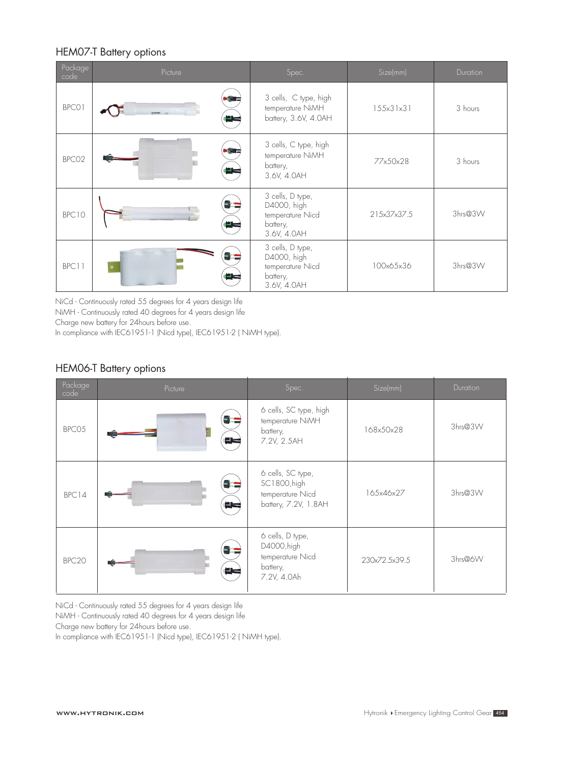## HEM07-T Battery options

| Package code | Picture | Spec. | Size(mm) | Duration |
|---|---|---|---|---|
| BPC01 | | 3 cells, C type, high temperature NiMH battery, 3.6V, 4.0AH | 155x31x31 | 3 hours |
| BPC02 | | 3 cells, C type, high temperature NiMH battery, 3.6V, 4.0AH | 77x50x28 | 3 hours |
| BPC10 | | 3 cells, D type, D4000, high temperature Nicd battery, 3.6V, 4.0AH | 215x37x37.5 | 3hrs@3W |
| BPC11 | | 3 cells, D type, D4000, high temperature Nicd battery, 3.6V, 4.0AH | 100x65x36 | 3hrs@3W |

NiCd - Continuously rated 55 degrees for 4 years design life
NiMH - Continuously rated 40 degrees for 4 years design life
Charge new battery for 24hours before use.
In compliance with IEC61951-1 (Nicd type), IEC61951-2 ( NiMH type).

## HEM06-T Battery options

| Package code | Picture | Spec. | Size(mm) | Duration |
|---|---|---|---|---|
| BPC05 | | 6 cells, SC type, high temperature NiMH battery, 7.2V, 2.5AH | 168x50x28 | 3hrs@3W |
| BPC14 | | 6 cells, SC type, SC1800,high temperature Nicd battery, 7.2V, 1.8AH | 165x46x27 | 3hrs@3W |
| BPC20 | | 6 cells, D type, D4000,high temperature Nicd battery, 7.2V, 4.0Ah | 230x72.5x39.5 | 3hrs@6W |

NiCd - Continuously rated 55 degrees for 4 years design life
NiMH - Continuously rated 40 degrees for 4 years design life
Charge new battery for 24hours before use.
In compliance with IEC61951-1 (Nicd type), IEC61951-2 ( NiMH type).